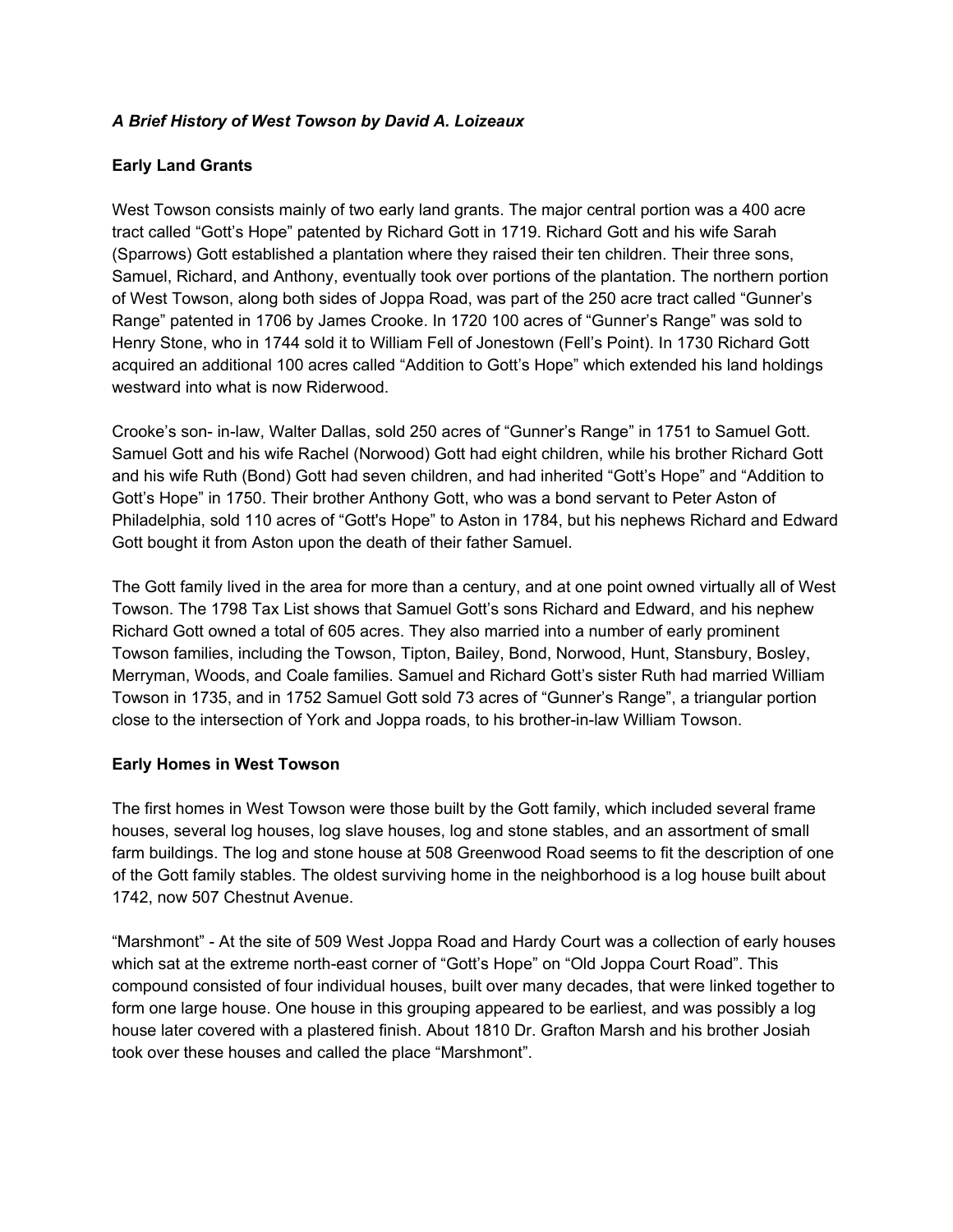***A Brief History of West Towson by David A. Loizeaux***

**Early Land Grants**

West Towson consists mainly of two early land grants. The major central portion was a 400 acre tract called “Gott’s Hope” patented by Richard Gott in 1719. Richard Gott and his wife Sarah (Sparrows) Gott established a plantation where they raised their ten children. Their three sons, Samuel, Richard, and Anthony, eventually took over portions of the plantation. The northern portion of West Towson, along both sides of Joppa Road, was part of the 250 acre tract called “Gunner’s Range” patented in 1706 by James Crooke. In 1720 100 acres of “Gunner’s Range” was sold to Henry Stone, who in 1744 sold it to William Fell of Jonestown (Fell’s Point). In 1730 Richard Gott acquired an additional 100 acres called “Addition to Gott’s Hope” which extended his land holdings westward into what is now Riderwood.

Crooke’s son- in-law, Walter Dallas, sold 250 acres of “Gunner’s Range” in 1751 to Samuel Gott. Samuel Gott and his wife Rachel (Norwood) Gott had eight children, while his brother Richard Gott and his wife Ruth (Bond) Gott had seven children, and had inherited “Gott’s Hope” and “Addition to Gott’s Hope” in 1750. Their brother Anthony Gott, who was a bond servant to Peter Aston of Philadelphia, sold 110 acres of “Gott's Hope” to Aston in 1784, but his nephews Richard and Edward Gott bought it from Aston upon the death of their father Samuel.

The Gott family lived in the area for more than a century, and at one point owned virtually all of West Towson. The 1798 Tax List shows that Samuel Gott’s sons Richard and Edward, and his nephew Richard Gott owned a total of 605 acres. They also married into a number of early prominent Towson families, including the Towson, Tipton, Bailey, Bond, Norwood, Hunt, Stansbury, Bosley, Merryman, Woods, and Coale families. Samuel and Richard Gott’s sister Ruth had married William Towson in 1735, and in 1752 Samuel Gott sold 73 acres of “Gunner’s Range”, a triangular portion close to the intersection of York and Joppa roads, to his brother-in-law William Towson.

**Early Homes in West Towson**

The first homes in West Towson were those built by the Gott family, which included several frame houses, several log houses, log slave houses, log and stone stables, and an assortment of small farm buildings. The log and stone house at 508 Greenwood Road seems to fit the description of one of the Gott family stables. The oldest surviving home in the neighborhood is a log house built about 1742, now 507 Chestnut Avenue.

“Marshmont” - At the site of 509 West Joppa Road and Hardy Court was a collection of early houses which sat at the extreme north-east corner of “Gott’s Hope” on “Old Joppa Court Road”. This compound consisted of four individual houses, built over many decades, that were linked together to form one large house. One house in this grouping appeared to be earliest, and was possibly a log house later covered with a plastered finish. About 1810 Dr. Grafton Marsh and his brother Josiah took over these houses and called the place “Marshmont”.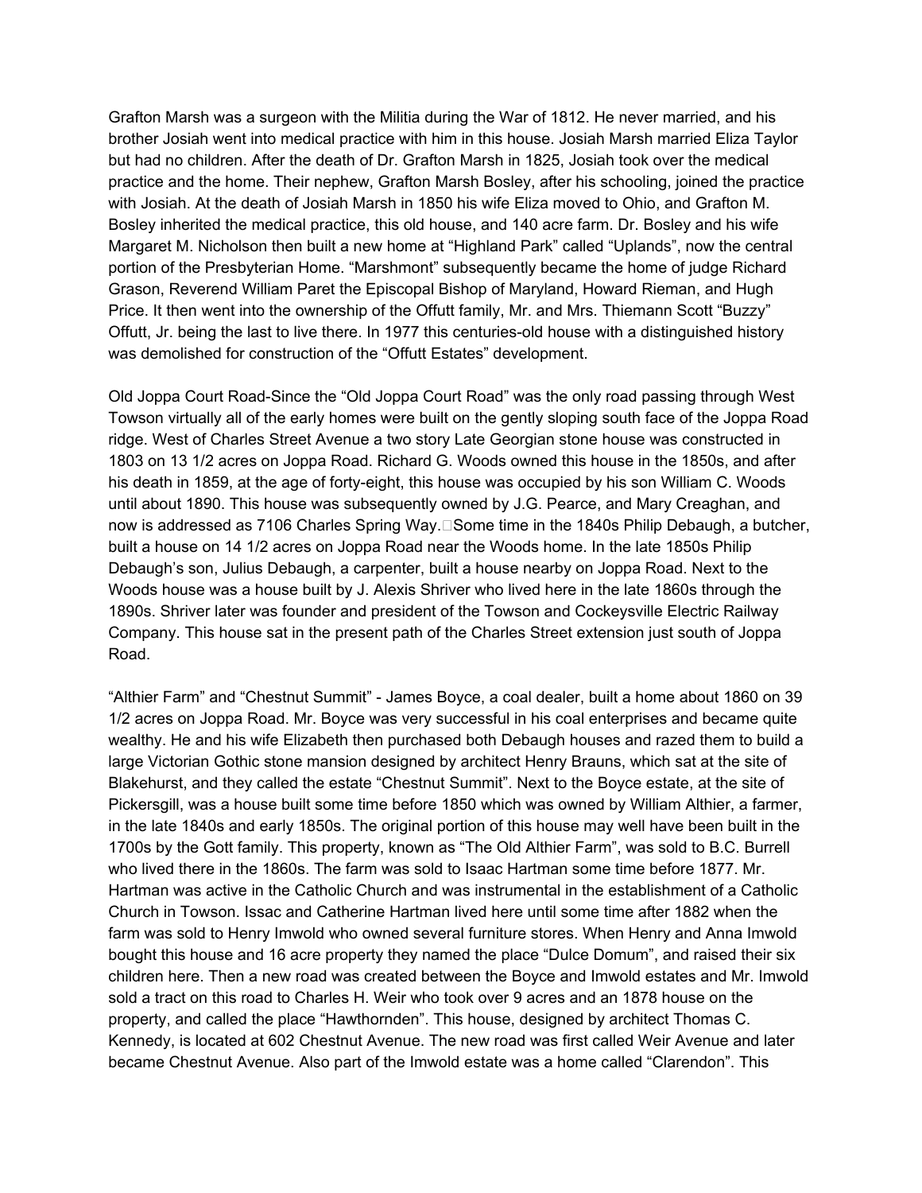Grafton Marsh was a surgeon with the Militia during the War of 1812. He never married, and his brother Josiah went into medical practice with him in this house. Josiah Marsh married Eliza Taylor but had no children. After the death of Dr. Grafton Marsh in 1825, Josiah took over the medical practice and the home. Their nephew, Grafton Marsh Bosley, after his schooling, joined the practice with Josiah. At the death of Josiah Marsh in 1850 his wife Eliza moved to Ohio, and Grafton M. Bosley inherited the medical practice, this old house, and 140 acre farm. Dr. Bosley and his wife Margaret M. Nicholson then built a new home at "Highland Park" called "Uplands", now the central portion of the Presbyterian Home. "Marshmont" subsequently became the home of judge Richard Grason, Reverend William Paret the Episcopal Bishop of Maryland, Howard Rieman, and Hugh Price. It then went into the ownership of the Offutt family, Mr. and Mrs. Thiemann Scott "Buzzy" Offutt, Jr. being the last to live there. In 1977 this centuries-old house with a distinguished history was demolished for construction of the "Offutt Estates" development.

Old Joppa Court Road-Since the "Old Joppa Court Road" was the only road passing through West Towson virtually all of the early homes were built on the gently sloping south face of the Joppa Road ridge. West of Charles Street Avenue a two story Late Georgian stone house was constructed in 1803 on 13 1/2 acres on Joppa Road. Richard G. Woods owned this house in the 1850s, and after his death in 1859, at the age of forty-eight, this house was occupied by his son William C. Woods until about 1890. This house was subsequently owned by J.G. Pearce, and Mary Creaghan, and now is addressed as 7106 Charles Spring Way. Some time in the 1840s Philip Debaugh, a butcher, built a house on 14 1/2 acres on Joppa Road near the Woods home. In the late 1850s Philip Debaugh's son, Julius Debaugh, a carpenter, built a house nearby on Joppa Road. Next to the Woods house was a house built by J. Alexis Shriver who lived here in the late 1860s through the 1890s. Shriver later was founder and president of the Towson and Cockeysville Electric Railway Company. This house sat in the present path of the Charles Street extension just south of Joppa Road.

"Althier Farm" and "Chestnut Summit" - James Boyce, a coal dealer, built a home about 1860 on 39 1/2 acres on Joppa Road. Mr. Boyce was very successful in his coal enterprises and became quite wealthy. He and his wife Elizabeth then purchased both Debaugh houses and razed them to build a large Victorian Gothic stone mansion designed by architect Henry Brauns, which sat at the site of Blakehurst, and they called the estate "Chestnut Summit". Next to the Boyce estate, at the site of Pickersgill, was a house built some time before 1850 which was owned by William Althier, a farmer, in the late 1840s and early 1850s. The original portion of this house may well have been built in the 1700s by the Gott family. This property, known as "The Old Althier Farm", was sold to B.C. Burrell who lived there in the 1860s. The farm was sold to Isaac Hartman some time before 1877. Mr. Hartman was active in the Catholic Church and was instrumental in the establishment of a Catholic Church in Towson. Issac and Catherine Hartman lived here until some time after 1882 when the farm was sold to Henry Imwold who owned several furniture stores. When Henry and Anna Imwold bought this house and 16 acre property they named the place "Dulce Domum", and raised their six children here. Then a new road was created between the Boyce and Imwold estates and Mr. Imwold sold a tract on this road to Charles H. Weir who took over 9 acres and an 1878 house on the property, and called the place "Hawthornden". This house, designed by architect Thomas C. Kennedy, is located at 602 Chestnut Avenue. The new road was first called Weir Avenue and later became Chestnut Avenue. Also part of the Imwold estate was a home called "Clarendon". This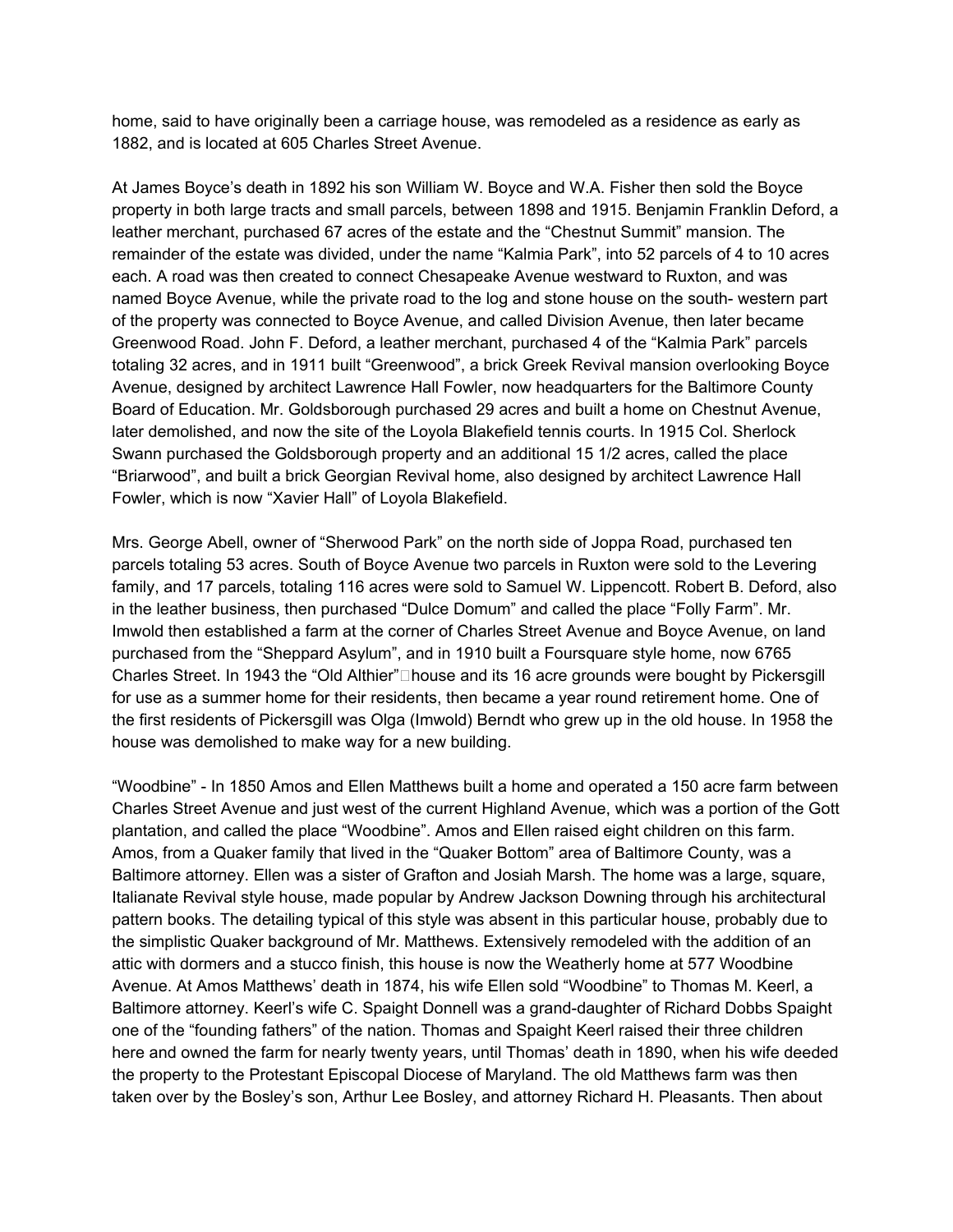home, said to have originally been a carriage house, was remodeled as a residence as early as 1882, and is located at 605 Charles Street Avenue.

At James Boyce's death in 1892 his son William W. Boyce and W.A. Fisher then sold the Boyce property in both large tracts and small parcels, between 1898 and 1915. Benjamin Franklin Deford, a leather merchant, purchased 67 acres of the estate and the "Chestnut Summit" mansion. The remainder of the estate was divided, under the name "Kalmia Park", into 52 parcels of 4 to 10 acres each. A road was then created to connect Chesapeake Avenue westward to Ruxton, and was named Boyce Avenue, while the private road to the log and stone house on the south- western part of the property was connected to Boyce Avenue, and called Division Avenue, then later became Greenwood Road. John F. Deford, a leather merchant, purchased 4 of the "Kalmia Park" parcels totaling 32 acres, and in 1911 built "Greenwood", a brick Greek Revival mansion overlooking Boyce Avenue, designed by architect Lawrence Hall Fowler, now headquarters for the Baltimore County Board of Education. Mr. Goldsborough purchased 29 acres and built a home on Chestnut Avenue, later demolished, and now the site of the Loyola Blakefield tennis courts. In 1915 Col. Sherlock Swann purchased the Goldsborough property and an additional 15 1/2 acres, called the place "Briarwood", and built a brick Georgian Revival home, also designed by architect Lawrence Hall Fowler, which is now "Xavier Hall" of Loyola Blakefield.

Mrs. George Abell, owner of "Sherwood Park" on the north side of Joppa Road, purchased ten parcels totaling 53 acres. South of Boyce Avenue two parcels in Ruxton were sold to the Levering family, and 17 parcels, totaling 116 acres were sold to Samuel W. Lippencott. Robert B. Deford, also in the leather business, then purchased "Dulce Domum" and called the place "Folly Farm". Mr. Imwold then established a farm at the corner of Charles Street Avenue and Boyce Avenue, on land purchased from the "Sheppard Asylum", and in 1910 built a Foursquare style home, now 6765 Charles Street. In 1943 the "Old Althier" house and its 16 acre grounds were bought by Pickersgill for use as a summer home for their residents, then became a year round retirement home. One of the first residents of Pickersgill was Olga (Imwold) Berndt who grew up in the old house. In 1958 the house was demolished to make way for a new building.

"Woodbine" - In 1850 Amos and Ellen Matthews built a home and operated a 150 acre farm between Charles Street Avenue and just west of the current Highland Avenue, which was a portion of the Gott plantation, and called the place "Woodbine". Amos and Ellen raised eight children on this farm. Amos, from a Quaker family that lived in the "Quaker Bottom" area of Baltimore County, was a Baltimore attorney. Ellen was a sister of Grafton and Josiah Marsh. The home was a large, square, Italianate Revival style house, made popular by Andrew Jackson Downing through his architectural pattern books. The detailing typical of this style was absent in this particular house, probably due to the simplistic Quaker background of Mr. Matthews. Extensively remodeled with the addition of an attic with dormers and a stucco finish, this house is now the Weatherly home at 577 Woodbine Avenue. At Amos Matthews' death in 1874, his wife Ellen sold "Woodbine" to Thomas M. Keerl, a Baltimore attorney. Keerl's wife C. Spaight Donnell was a grand-daughter of Richard Dobbs Spaight one of the "founding fathers" of the nation. Thomas and Spaight Keerl raised their three children here and owned the farm for nearly twenty years, until Thomas' death in 1890, when his wife deeded the property to the Protestant Episcopal Diocese of Maryland. The old Matthews farm was then taken over by the Bosley's son, Arthur Lee Bosley, and attorney Richard H. Pleasants. Then about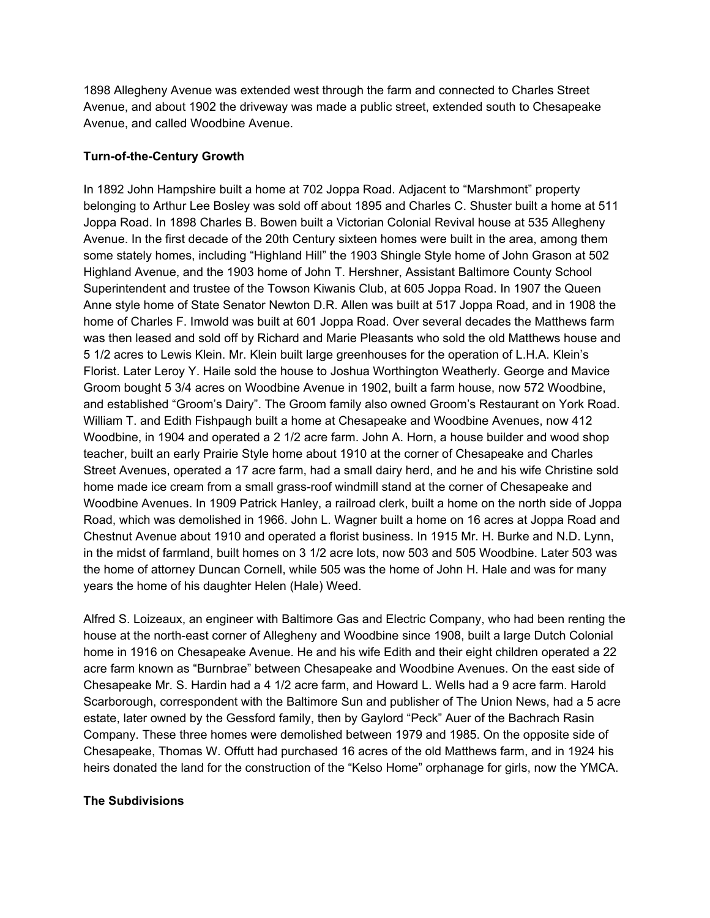1898 Allegheny Avenue was extended west through the farm and connected to Charles Street Avenue, and about 1902 the driveway was made a public street, extended south to Chesapeake Avenue, and called Woodbine Avenue.

**Turn-of-the-Century Growth**

In 1892 John Hampshire built a home at 702 Joppa Road. Adjacent to "Marshmont" property belonging to Arthur Lee Bosley was sold off about 1895 and Charles C. Shuster built a home at 511 Joppa Road. In 1898 Charles B. Bowen built a Victorian Colonial Revival house at 535 Allegheny Avenue. In the first decade of the 20th Century sixteen homes were built in the area, among them some stately homes, including "Highland Hill" the 1903 Shingle Style home of John Grason at 502 Highland Avenue, and the 1903 home of John T. Hershner, Assistant Baltimore County School Superintendent and trustee of the Towson Kiwanis Club, at 605 Joppa Road. In 1907 the Queen Anne style home of State Senator Newton D.R. Allen was built at 517 Joppa Road, and in 1908 the home of Charles F. Imwold was built at 601 Joppa Road. Over several decades the Matthews farm was then leased and sold off by Richard and Marie Pleasants who sold the old Matthews house and 5 1/2 acres to Lewis Klein. Mr. Klein built large greenhouses for the operation of L.H.A. Klein's Florist. Later Leroy Y. Haile sold the house to Joshua Worthington Weatherly. George and Mavice Groom bought 5 3/4 acres on Woodbine Avenue in 1902, built a farm house, now 572 Woodbine, and established "Groom's Dairy". The Groom family also owned Groom's Restaurant on York Road. William T. and Edith Fishpaugh built a home at Chesapeake and Woodbine Avenues, now 412 Woodbine, in 1904 and operated a 2 1/2 acre farm. John A. Horn, a house builder and wood shop teacher, built an early Prairie Style home about 1910 at the corner of Chesapeake and Charles Street Avenues, operated a 17 acre farm, had a small dairy herd, and he and his wife Christine sold home made ice cream from a small grass-roof windmill stand at the corner of Chesapeake and Woodbine Avenues. In 1909 Patrick Hanley, a railroad clerk, built a home on the north side of Joppa Road, which was demolished in 1966. John L. Wagner built a home on 16 acres at Joppa Road and Chestnut Avenue about 1910 and operated a florist business. In 1915 Mr. H. Burke and N.D. Lynn, in the midst of farmland, built homes on 3 1/2 acre lots, now 503 and 505 Woodbine. Later 503 was the home of attorney Duncan Cornell, while 505 was the home of John H. Hale and was for many years the home of his daughter Helen (Hale) Weed.

Alfred S. Loizeaux, an engineer with Baltimore Gas and Electric Company, who had been renting the house at the north-east corner of Allegheny and Woodbine since 1908, built a large Dutch Colonial home in 1916 on Chesapeake Avenue. He and his wife Edith and their eight children operated a 22 acre farm known as "Burnbrae" between Chesapeake and Woodbine Avenues. On the east side of Chesapeake Mr. S. Hardin had a 4 1/2 acre farm, and Howard L. Wells had a 9 acre farm. Harold Scarborough, correspondent with the Baltimore Sun and publisher of The Union News, had a 5 acre estate, later owned by the Gessford family, then by Gaylord "Peck" Auer of the Bachrach Rasin Company. These three homes were demolished between 1979 and 1985. On the opposite side of Chesapeake, Thomas W. Offutt had purchased 16 acres of the old Matthews farm, and in 1924 his heirs donated the land for the construction of the "Kelso Home" orphanage for girls, now the YMCA.

**The Subdivisions**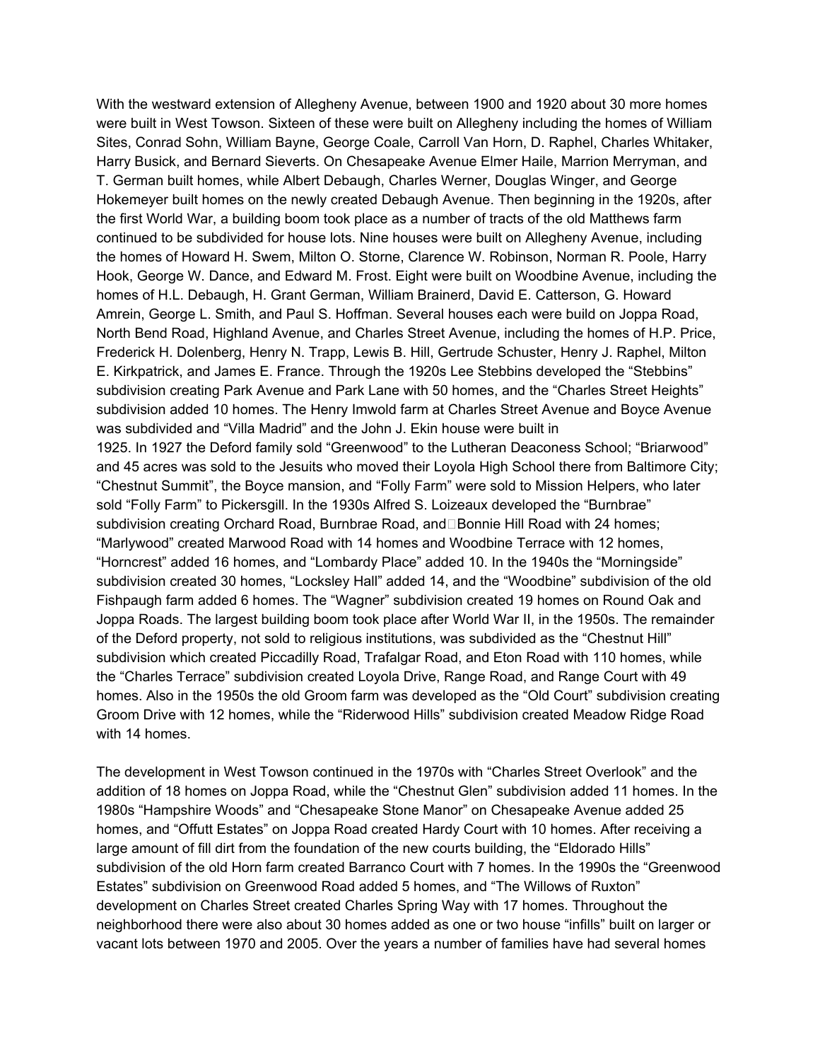With the westward extension of Allegheny Avenue, between 1900 and 1920 about 30 more homes were built in West Towson. Sixteen of these were built on Allegheny including the homes of William Sites, Conrad Sohn, William Bayne, George Coale, Carroll Van Horn, D. Raphel, Charles Whitaker, Harry Busick, and Bernard Sieverts. On Chesapeake Avenue Elmer Haile, Marrion Merryman, and T. German built homes, while Albert Debaugh, Charles Werner, Douglas Winger, and George Hokemeyer built homes on the newly created Debaugh Avenue. Then beginning in the 1920s, after the first World War, a building boom took place as a number of tracts of the old Matthews farm continued to be subdivided for house lots. Nine houses were built on Allegheny Avenue, including the homes of Howard H. Swem, Milton O. Storne, Clarence W. Robinson, Norman R. Poole, Harry Hook, George W. Dance, and Edward M. Frost. Eight were built on Woodbine Avenue, including the homes of H.L. Debaugh, H. Grant German, William Brainerd, David E. Catterson, G. Howard Amrein, George L. Smith, and Paul S. Hoffman. Several houses each were build on Joppa Road, North Bend Road, Highland Avenue, and Charles Street Avenue, including the homes of H.P. Price, Frederick H. Dolenberg, Henry N. Trapp, Lewis B. Hill, Gertrude Schuster, Henry J. Raphel, Milton E. Kirkpatrick, and James E. France. Through the 1920s Lee Stebbins developed the "Stebbins" subdivision creating Park Avenue and Park Lane with 50 homes, and the "Charles Street Heights" subdivision added 10 homes. The Henry Imwold farm at Charles Street Avenue and Boyce Avenue was subdivided and "Villa Madrid" and the John J. Ekin house were built in 1925. In 1927 the Deford family sold "Greenwood" to the Lutheran Deaconess School; "Briarwood" and 45 acres was sold to the Jesuits who moved their Loyola High School there from Baltimore City; "Chestnut Summit", the Boyce mansion, and "Folly Farm" were sold to Mission Helpers, who later sold "Folly Farm" to Pickersgill. In the 1930s Alfred S. Loizeaux developed the "Burnbrae" subdivision creating Orchard Road, Burnbrae Road, and Bonnie Hill Road with 24 homes; "Marlywood" created Marwood Road with 14 homes and Woodbine Terrace with 12 homes, "Horncrest" added 16 homes, and "Lombardy Place" added 10. In the 1940s the "Morningside" subdivision created 30 homes, "Locksley Hall" added 14, and the "Woodbine" subdivision of the old Fishpaugh farm added 6 homes. The "Wagner" subdivision created 19 homes on Round Oak and Joppa Roads. The largest building boom took place after World War II, in the 1950s. The remainder of the Deford property, not sold to religious institutions, was subdivided as the "Chestnut Hill" subdivision which created Piccadilly Road, Trafalgar Road, and Eton Road with 110 homes, while the "Charles Terrace" subdivision created Loyola Drive, Range Road, and Range Court with 49 homes. Also in the 1950s the old Groom farm was developed as the "Old Court" subdivision creating Groom Drive with 12 homes, while the "Riderwood Hills" subdivision created Meadow Ridge Road with 14 homes.

The development in West Towson continued in the 1970s with "Charles Street Overlook" and the addition of 18 homes on Joppa Road, while the "Chestnut Glen" subdivision added 11 homes. In the 1980s "Hampshire Woods" and "Chesapeake Stone Manor" on Chesapeake Avenue added 25 homes, and "Offutt Estates" on Joppa Road created Hardy Court with 10 homes. After receiving a large amount of fill dirt from the foundation of the new courts building, the "Eldorado Hills" subdivision of the old Horn farm created Barranco Court with 7 homes. In the 1990s the "Greenwood Estates" subdivision on Greenwood Road added 5 homes, and "The Willows of Ruxton" development on Charles Street created Charles Spring Way with 17 homes. Throughout the neighborhood there were also about 30 homes added as one or two house "infills" built on larger or vacant lots between 1970 and 2005. Over the years a number of families have had several homes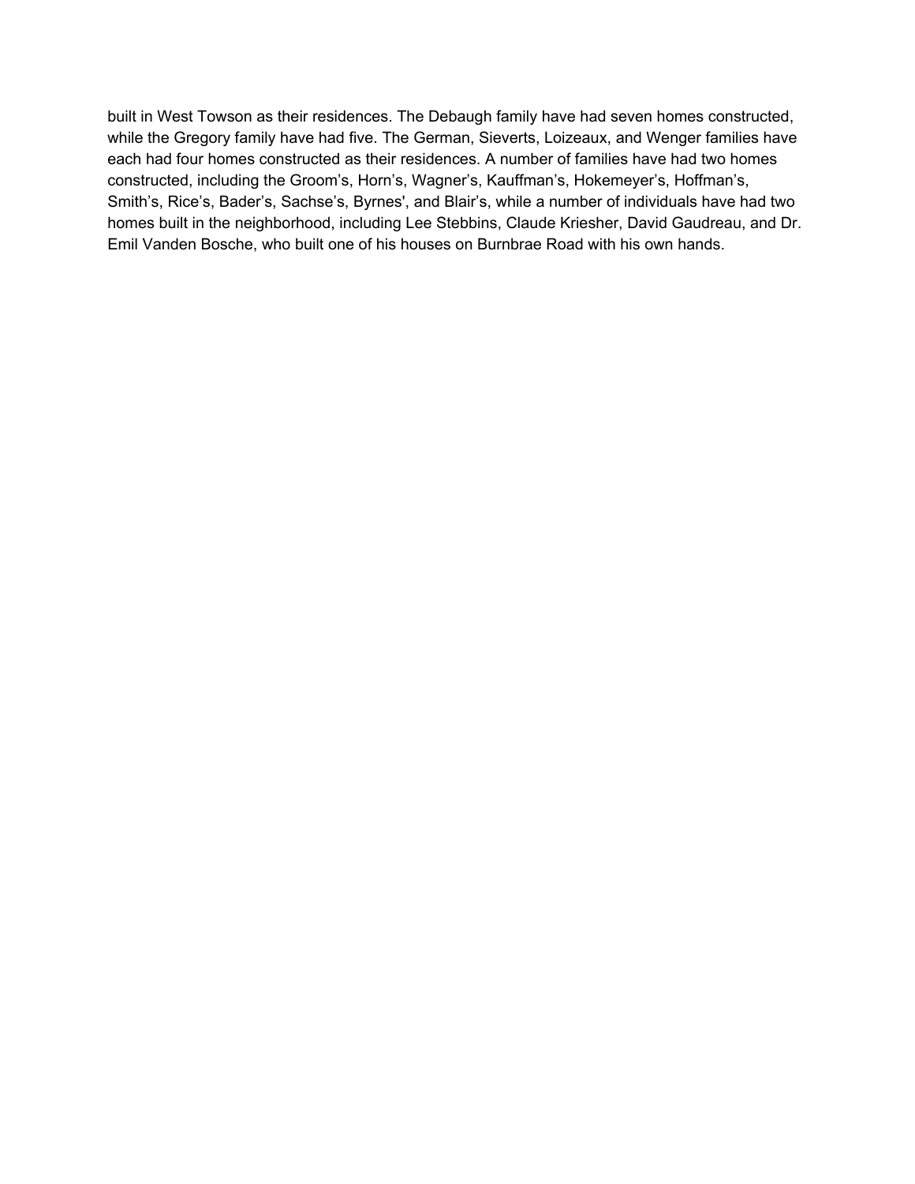built in West Towson as their residences. The Debaugh family have had seven homes constructed, while the Gregory family have had five. The German, Sieverts, Loizeaux, and Wenger families have each had four homes constructed as their residences. A number of families have had two homes constructed, including the Groom's, Horn's, Wagner's, Kauffman's, Hokemeyer's, Hoffman's, Smith's, Rice's, Bader's, Sachse's, Byrnes', and Blair's, while a number of individuals have had two homes built in the neighborhood, including Lee Stebbins, Claude Kriesher, David Gaudreau, and Dr. Emil Vanden Bosche, who built one of his houses on Burnbrae Road with his own hands.